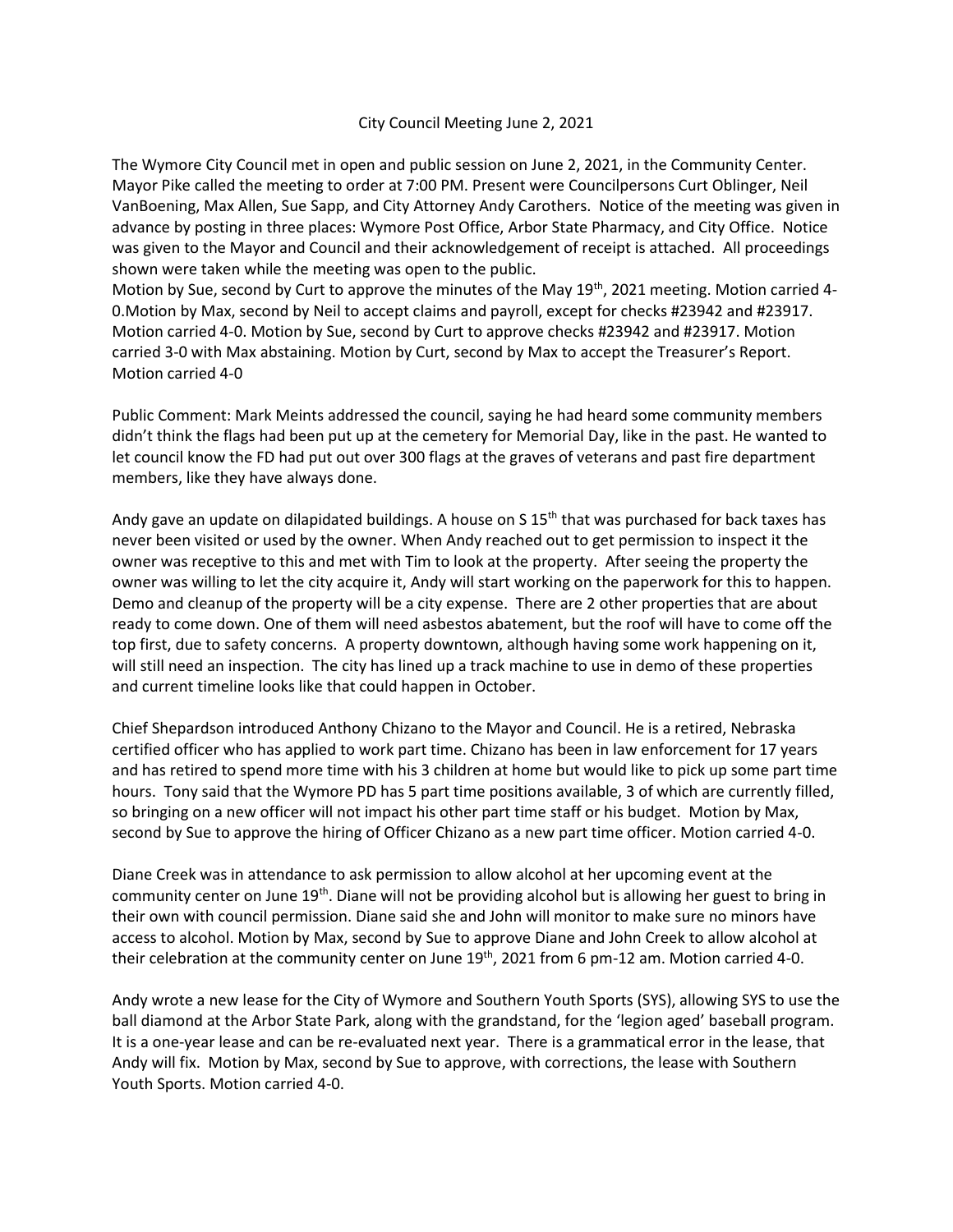City Council Meeting June 2, 2021

The Wymore City Council met in open and public session on June 2, 2021, in the Community Center. Mayor Pike called the meeting to order at 7:00 PM. Present were Councilpersons Curt Oblinger, Neil VanBoening, Max Allen, Sue Sapp, and City Attorney Andy Carothers. Notice of the meeting was given in advance by posting in three places: Wymore Post Office, Arbor State Pharmacy, and City Office. Notice was given to the Mayor and Council and their acknowledgement of receipt is attached. All proceedings shown were taken while the meeting was open to the public.

Motion by Sue, second by Curt to approve the minutes of the May 19th, 2021 meeting. Motion carried 4-0.Motion by Max, second by Neil to accept claims and payroll, except for checks #23942 and #23917. Motion carried 4-0. Motion by Sue, second by Curt to approve checks #23942 and #23917. Motion carried 3-0 with Max abstaining. Motion by Curt, second by Max to accept the Treasurer's Report. Motion carried 4-0

Public Comment: Mark Meints addressed the council, saying he had heard some community members didn't think the flags had been put up at the cemetery for Memorial Day, like in the past. He wanted to let council know the FD had put out over 300 flags at the graves of veterans and past fire department members, like they have always done.

Andy gave an update on dilapidated buildings. A house on S 15th that was purchased for back taxes has never been visited or used by the owner. When Andy reached out to get permission to inspect it the owner was receptive to this and met with Tim to look at the property. After seeing the property the owner was willing to let the city acquire it, Andy will start working on the paperwork for this to happen. Demo and cleanup of the property will be a city expense. There are 2 other properties that are about ready to come down. One of them will need asbestos abatement, but the roof will have to come off the top first, due to safety concerns. A property downtown, although having some work happening on it, will still need an inspection. The city has lined up a track machine to use in demo of these properties and current timeline looks like that could happen in October.

Chief Shepardson introduced Anthony Chizano to the Mayor and Council. He is a retired, Nebraska certified officer who has applied to work part time. Chizano has been in law enforcement for 17 years and has retired to spend more time with his 3 children at home but would like to pick up some part time hours. Tony said that the Wymore PD has 5 part time positions available, 3 of which are currently filled, so bringing on a new officer will not impact his other part time staff or his budget. Motion by Max, second by Sue to approve the hiring of Officer Chizano as a new part time officer. Motion carried 4-0.

Diane Creek was in attendance to ask permission to allow alcohol at her upcoming event at the community center on June 19th. Diane will not be providing alcohol but is allowing her guest to bring in their own with council permission. Diane said she and John will monitor to make sure no minors have access to alcohol. Motion by Max, second by Sue to approve Diane and John Creek to allow alcohol at their celebration at the community center on June 19th, 2021 from 6 pm-12 am. Motion carried 4-0.

Andy wrote a new lease for the City of Wymore and Southern Youth Sports (SYS), allowing SYS to use the ball diamond at the Arbor State Park, along with the grandstand, for the 'legion aged' baseball program. It is a one-year lease and can be re-evaluated next year. There is a grammatical error in the lease, that Andy will fix. Motion by Max, second by Sue to approve, with corrections, the lease with Southern Youth Sports. Motion carried 4-0.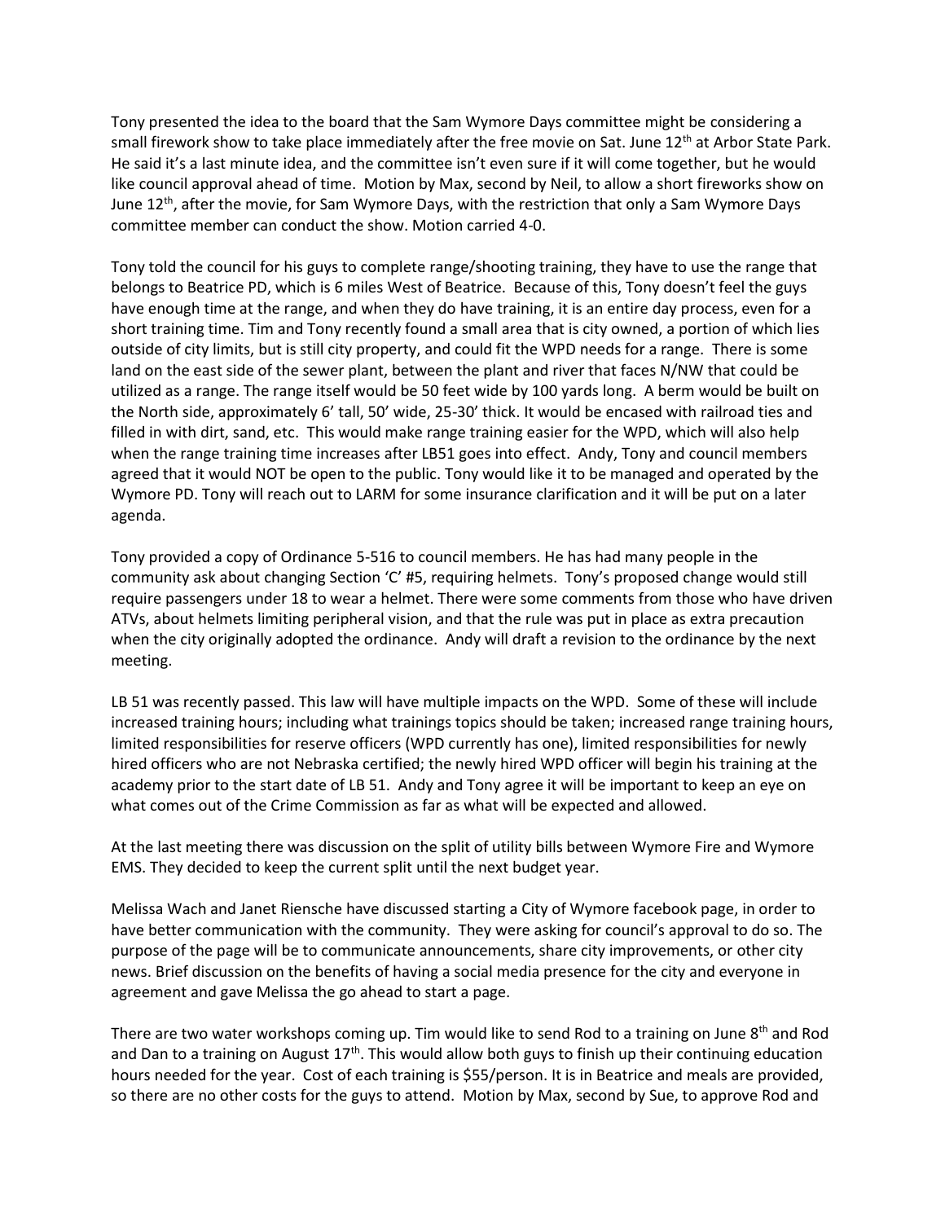Tony presented the idea to the board that the Sam Wymore Days committee might be considering a small firework show to take place immediately after the free movie on Sat. June 12th at Arbor State Park. He said it's a last minute idea, and the committee isn't even sure if it will come together, but he would like council approval ahead of time. Motion by Max, second by Neil, to allow a short fireworks show on June 12th, after the movie, for Sam Wymore Days, with the restriction that only a Sam Wymore Days committee member can conduct the show. Motion carried 4-0.

Tony told the council for his guys to complete range/shooting training, they have to use the range that belongs to Beatrice PD, which is 6 miles West of Beatrice. Because of this, Tony doesn't feel the guys have enough time at the range, and when they do have training, it is an entire day process, even for a short training time. Tim and Tony recently found a small area that is city owned, a portion of which lies outside of city limits, but is still city property, and could fit the WPD needs for a range. There is some land on the east side of the sewer plant, between the plant and river that faces N/NW that could be utilized as a range. The range itself would be 50 feet wide by 100 yards long. A berm would be built on the North side, approximately 6' tall, 50' wide, 25-30' thick. It would be encased with railroad ties and filled in with dirt, sand, etc. This would make range training easier for the WPD, which will also help when the range training time increases after LB51 goes into effect. Andy, Tony and council members agreed that it would NOT be open to the public. Tony would like it to be managed and operated by the Wymore PD. Tony will reach out to LARM for some insurance clarification and it will be put on a later agenda.

Tony provided a copy of Ordinance 5-516 to council members. He has had many people in the community ask about changing Section 'C' #5, requiring helmets. Tony's proposed change would still require passengers under 18 to wear a helmet. There were some comments from those who have driven ATVs, about helmets limiting peripheral vision, and that the rule was put in place as extra precaution when the city originally adopted the ordinance. Andy will draft a revision to the ordinance by the next meeting.

LB 51 was recently passed. This law will have multiple impacts on the WPD. Some of these will include increased training hours; including what trainings topics should be taken; increased range training hours, limited responsibilities for reserve officers (WPD currently has one), limited responsibilities for newly hired officers who are not Nebraska certified; the newly hired WPD officer will begin his training at the academy prior to the start date of LB 51. Andy and Tony agree it will be important to keep an eye on what comes out of the Crime Commission as far as what will be expected and allowed.

At the last meeting there was discussion on the split of utility bills between Wymore Fire and Wymore EMS. They decided to keep the current split until the next budget year.

Melissa Wach and Janet Riensche have discussed starting a City of Wymore facebook page, in order to have better communication with the community. They were asking for council's approval to do so. The purpose of the page will be to communicate announcements, share city improvements, or other city news. Brief discussion on the benefits of having a social media presence for the city and everyone in agreement and gave Melissa the go ahead to start a page.

There are two water workshops coming up. Tim would like to send Rod to a training on June 8th and Rod and Dan to a training on August 17th. This would allow both guys to finish up their continuing education hours needed for the year. Cost of each training is $55/person. It is in Beatrice and meals are provided, so there are no other costs for the guys to attend. Motion by Max, second by Sue, to approve Rod and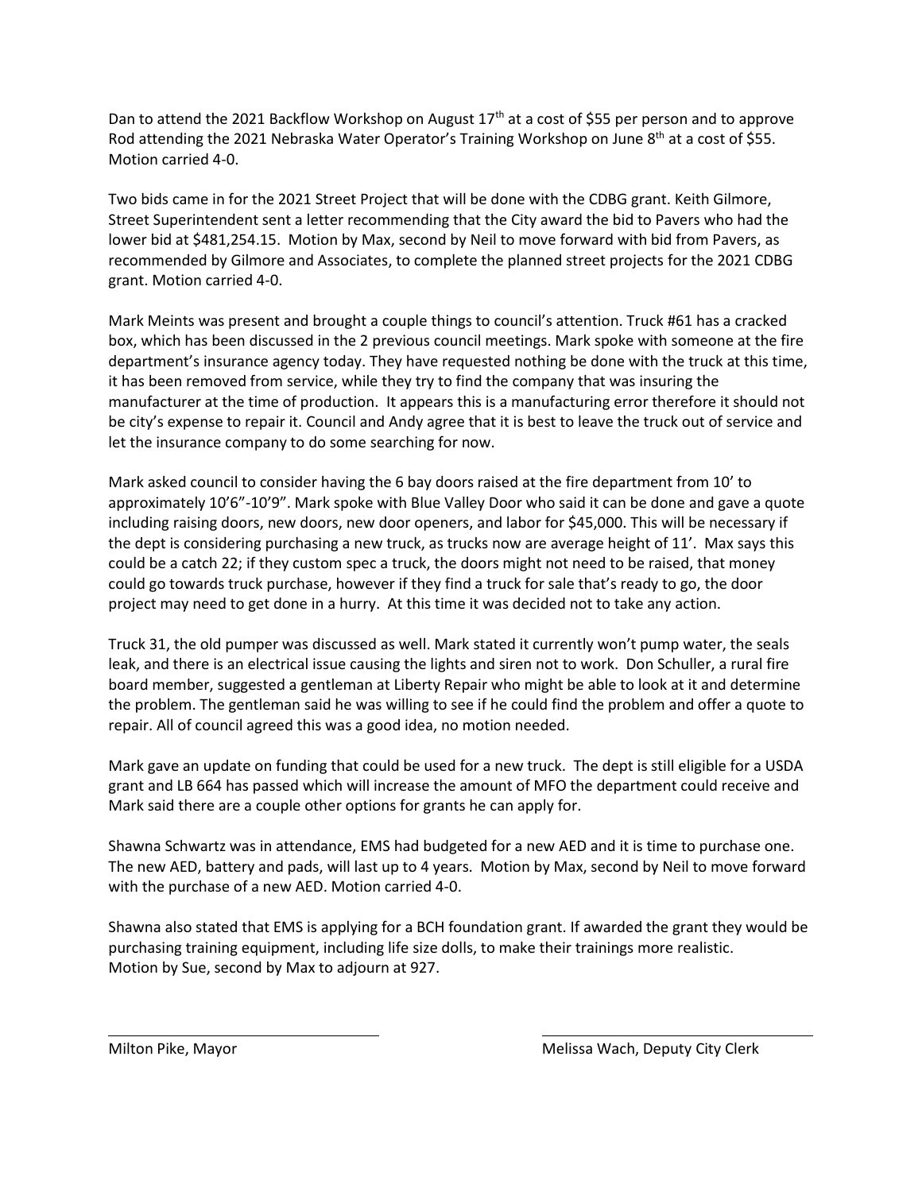Dan to attend the 2021 Backflow Workshop on August 17th at a cost of $55 per person and to approve Rod attending the 2021 Nebraska Water Operator's Training Workshop on June 8th at a cost of $55. Motion carried 4-0.

Two bids came in for the 2021 Street Project that will be done with the CDBG grant. Keith Gilmore, Street Superintendent sent a letter recommending that the City award the bid to Pavers who had the lower bid at $481,254.15. Motion by Max, second by Neil to move forward with bid from Pavers, as recommended by Gilmore and Associates, to complete the planned street projects for the 2021 CDBG grant. Motion carried 4-0.

Mark Meints was present and brought a couple things to council's attention. Truck #61 has a cracked box, which has been discussed in the 2 previous council meetings. Mark spoke with someone at the fire department's insurance agency today. They have requested nothing be done with the truck at this time, it has been removed from service, while they try to find the company that was insuring the manufacturer at the time of production. It appears this is a manufacturing error therefore it should not be city's expense to repair it. Council and Andy agree that it is best to leave the truck out of service and let the insurance company to do some searching for now.

Mark asked council to consider having the 6 bay doors raised at the fire department from 10' to approximately 10'6"-10'9". Mark spoke with Blue Valley Door who said it can be done and gave a quote including raising doors, new doors, new door openers, and labor for $45,000. This will be necessary if the dept is considering purchasing a new truck, as trucks now are average height of 11'. Max says this could be a catch 22; if they custom spec a truck, the doors might not need to be raised, that money could go towards truck purchase, however if they find a truck for sale that's ready to go, the door project may need to get done in a hurry. At this time it was decided not to take any action.

Truck 31, the old pumper was discussed as well. Mark stated it currently won't pump water, the seals leak, and there is an electrical issue causing the lights and siren not to work. Don Schuller, a rural fire board member, suggested a gentleman at Liberty Repair who might be able to look at it and determine the problem. The gentleman said he was willing to see if he could find the problem and offer a quote to repair. All of council agreed this was a good idea, no motion needed.

Mark gave an update on funding that could be used for a new truck. The dept is still eligible for a USDA grant and LB 664 has passed which will increase the amount of MFO the department could receive and Mark said there are a couple other options for grants he can apply for.

Shawna Schwartz was in attendance, EMS had budgeted for a new AED and it is time to purchase one. The new AED, battery and pads, will last up to 4 years. Motion by Max, second by Neil to move forward with the purchase of a new AED. Motion carried 4-0.

Shawna also stated that EMS is applying for a BCH foundation grant. If awarded the grant they would be purchasing training equipment, including life size dolls, to make their trainings more realistic.
Motion by Sue, second by Max to adjourn at 927.

Milton Pike, Mayor

Melissa Wach, Deputy City Clerk